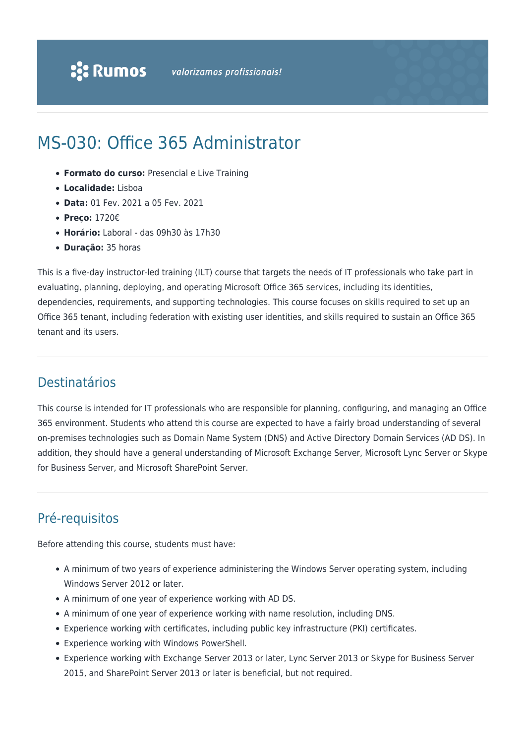# MS-030: Office 365 Administrator

- **Formato do curso:** Presencial e Live Training
- **Localidade:** Lisboa
- **Data:** 01 Fev. 2021 a 05 Fev. 2021
- **Preço:** 1720€
- **Horário:** Laboral - das 09h30 às 17h30
- **Duração:** 35 horas

This is a five-day instructor-led training (ILT) course that targets the needs of IT professionals who take part in evaluating, planning, deploying, and operating Microsoft Office 365 services, including its identities, dependencies, requirements, and supporting technologies. This course focuses on skills required to set up an Office 365 tenant, including federation with existing user identities, and skills required to sustain an Office 365 tenant and its users.

## Destinatários

This course is intended for IT professionals who are responsible for planning, configuring, and managing an Office 365 environment. Students who attend this course are expected to have a fairly broad understanding of several on-premises technologies such as Domain Name System (DNS) and Active Directory Domain Services (AD DS). In addition, they should have a general understanding of Microsoft Exchange Server, Microsoft Lync Server or Skype for Business Server, and Microsoft SharePoint Server.

## Pré-requisitos

Before attending this course, students must have:

- A minimum of two years of experience administering the Windows Server operating system, including Windows Server 2012 or later.
- A minimum of one year of experience working with AD DS.
- A minimum of one year of experience working with name resolution, including DNS.
- Experience working with certificates, including public key infrastructure (PKI) certificates.
- Experience working with Windows PowerShell.
- Experience working with Exchange Server 2013 or later, Lync Server 2013 or Skype for Business Server 2015, and SharePoint Server 2013 or later is beneficial, but not required.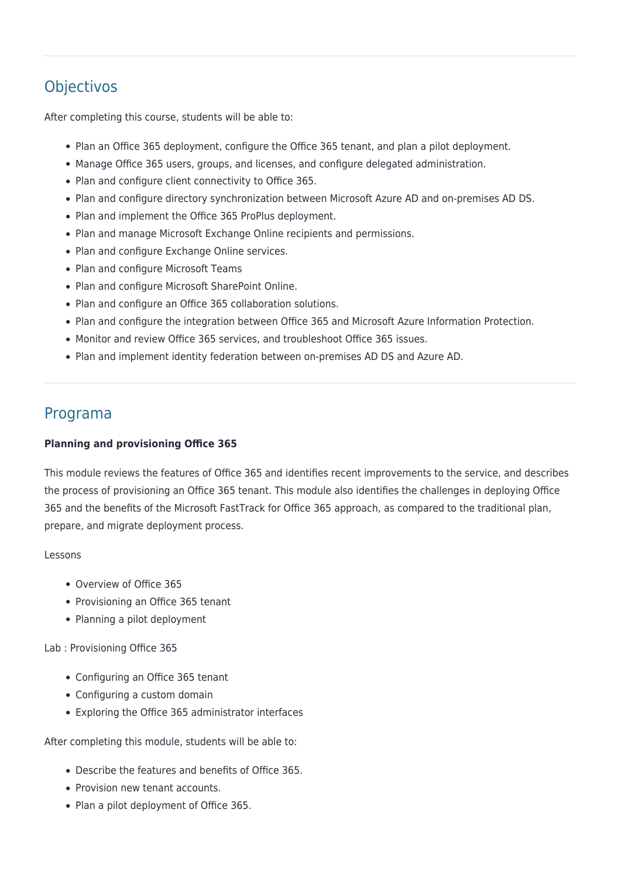## Objectivos

After completing this course, students will be able to:

- Plan an Office 365 deployment, configure the Office 365 tenant, and plan a pilot deployment.
- Manage Office 365 users, groups, and licenses, and configure delegated administration.
- Plan and configure client connectivity to Office 365.
- Plan and configure directory synchronization between Microsoft Azure AD and on-premises AD DS.
- Plan and implement the Office 365 ProPlus deployment.
- Plan and manage Microsoft Exchange Online recipients and permissions.
- Plan and configure Exchange Online services.
- Plan and configure Microsoft Teams
- Plan and configure Microsoft SharePoint Online.
- Plan and configure an Office 365 collaboration solutions.
- Plan and configure the integration between Office 365 and Microsoft Azure Information Protection.
- Monitor and review Office 365 services, and troubleshoot Office 365 issues.
- Plan and implement identity federation between on-premises AD DS and Azure AD.

## Programa

**Planning and provisioning Office 365**

This module reviews the features of Office 365 and identifies recent improvements to the service, and describes the process of provisioning an Office 365 tenant. This module also identifies the challenges in deploying Office 365 and the benefits of the Microsoft FastTrack for Office 365 approach, as compared to the traditional plan, prepare, and migrate deployment process.

Lessons

- Overview of Office 365
- Provisioning an Office 365 tenant
- Planning a pilot deployment

Lab : Provisioning Office 365

- Configuring an Office 365 tenant
- Configuring a custom domain
- Exploring the Office 365 administrator interfaces

After completing this module, students will be able to:

- Describe the features and benefits of Office 365.
- Provision new tenant accounts.
- Plan a pilot deployment of Office 365.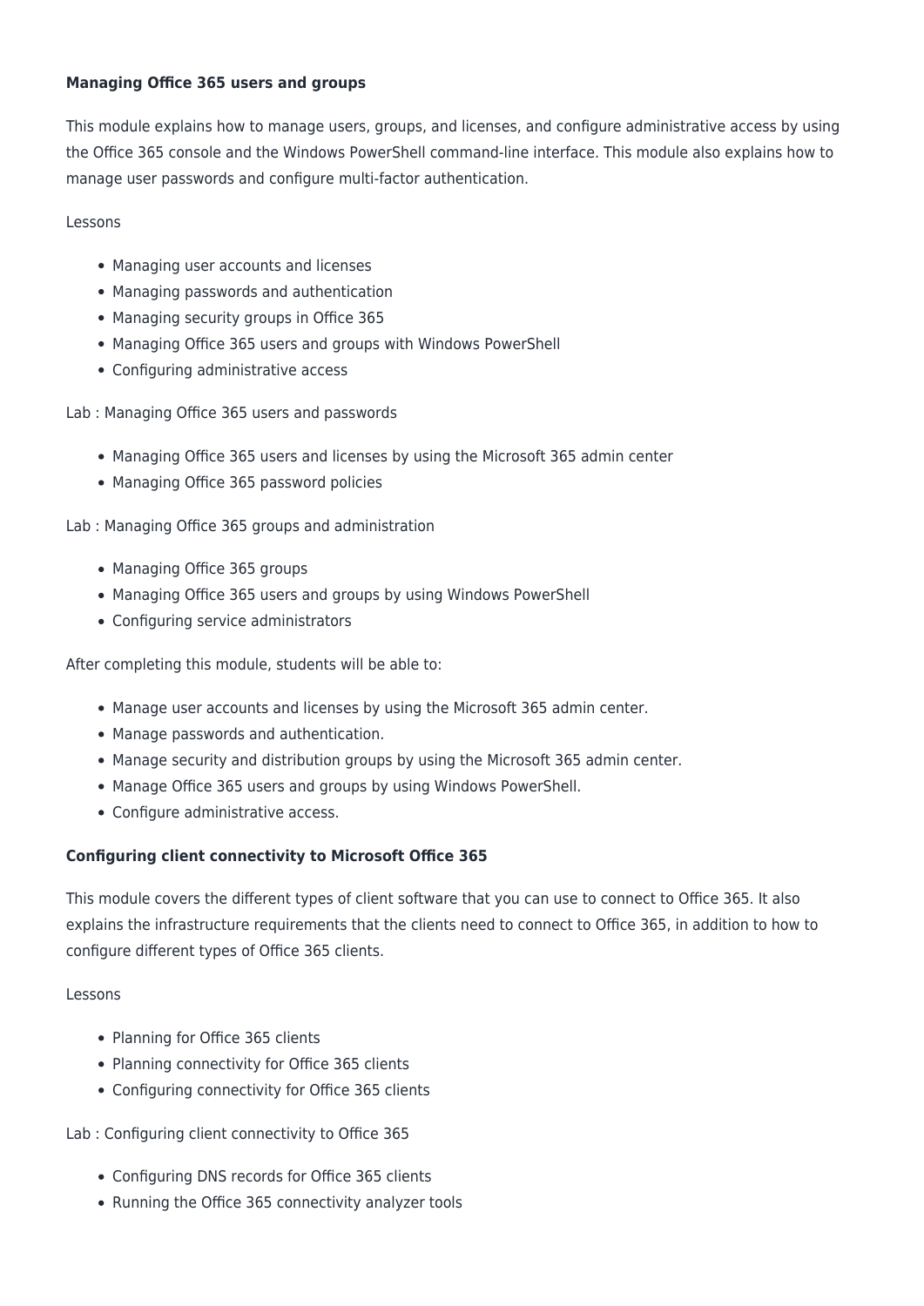**Managing Office 365 users and groups**

This module explains how to manage users, groups, and licenses, and configure administrative access by using the Office 365 console and the Windows PowerShell command-line interface. This module also explains how to manage user passwords and configure multi-factor authentication.

Lessons

- Managing user accounts and licenses
- Managing passwords and authentication
- Managing security groups in Office 365
- Managing Office 365 users and groups with Windows PowerShell
- Configuring administrative access

Lab : Managing Office 365 users and passwords

- Managing Office 365 users and licenses by using the Microsoft 365 admin center
- Managing Office 365 password policies

Lab : Managing Office 365 groups and administration

- Managing Office 365 groups
- Managing Office 365 users and groups by using Windows PowerShell
- Configuring service administrators

After completing this module, students will be able to:

- Manage user accounts and licenses by using the Microsoft 365 admin center.
- Manage passwords and authentication.
- Manage security and distribution groups by using the Microsoft 365 admin center.
- Manage Office 365 users and groups by using Windows PowerShell.
- Configure administrative access.

**Configuring client connectivity to Microsoft Office 365**

This module covers the different types of client software that you can use to connect to Office 365. It also explains the infrastructure requirements that the clients need to connect to Office 365, in addition to how to configure different types of Office 365 clients.

Lessons

- Planning for Office 365 clients
- Planning connectivity for Office 365 clients
- Configuring connectivity for Office 365 clients

Lab : Configuring client connectivity to Office 365

- Configuring DNS records for Office 365 clients
- Running the Office 365 connectivity analyzer tools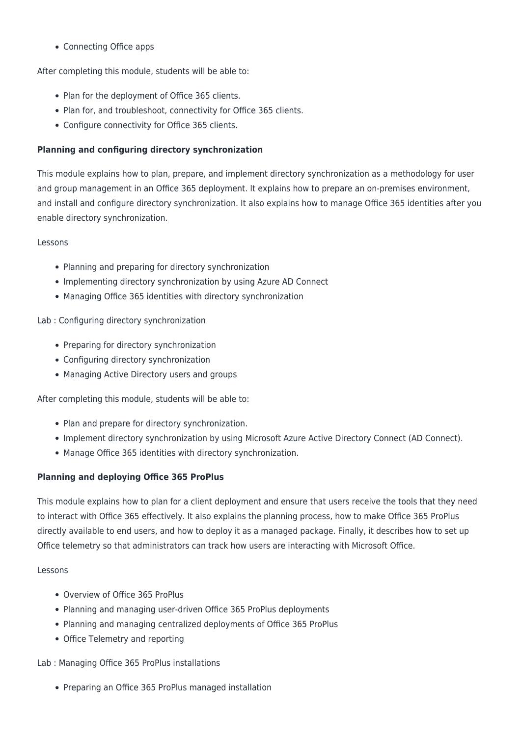- Connecting Office apps

After completing this module, students will be able to:

- Plan for the deployment of Office 365 clients.
- Plan for, and troubleshoot, connectivity for Office 365 clients.
- Configure connectivity for Office 365 clients.

**Planning and configuring directory synchronization**

This module explains how to plan, prepare, and implement directory synchronization as a methodology for user and group management in an Office 365 deployment. It explains how to prepare an on-premises environment, and install and configure directory synchronization. It also explains how to manage Office 365 identities after you enable directory synchronization.

Lessons

- Planning and preparing for directory synchronization
- Implementing directory synchronization by using Azure AD Connect
- Managing Office 365 identities with directory synchronization

Lab : Configuring directory synchronization

- Preparing for directory synchronization
- Configuring directory synchronization
- Managing Active Directory users and groups

After completing this module, students will be able to:

- Plan and prepare for directory synchronization.
- Implement directory synchronization by using Microsoft Azure Active Directory Connect (AD Connect).
- Manage Office 365 identities with directory synchronization.

**Planning and deploying Office 365 ProPlus**

This module explains how to plan for a client deployment and ensure that users receive the tools that they need to interact with Office 365 effectively. It also explains the planning process, how to make Office 365 ProPlus directly available to end users, and how to deploy it as a managed package. Finally, it describes how to set up Office telemetry so that administrators can track how users are interacting with Microsoft Office.

Lessons

- Overview of Office 365 ProPlus
- Planning and managing user-driven Office 365 ProPlus deployments
- Planning and managing centralized deployments of Office 365 ProPlus
- Office Telemetry and reporting

Lab : Managing Office 365 ProPlus installations

- Preparing an Office 365 ProPlus managed installation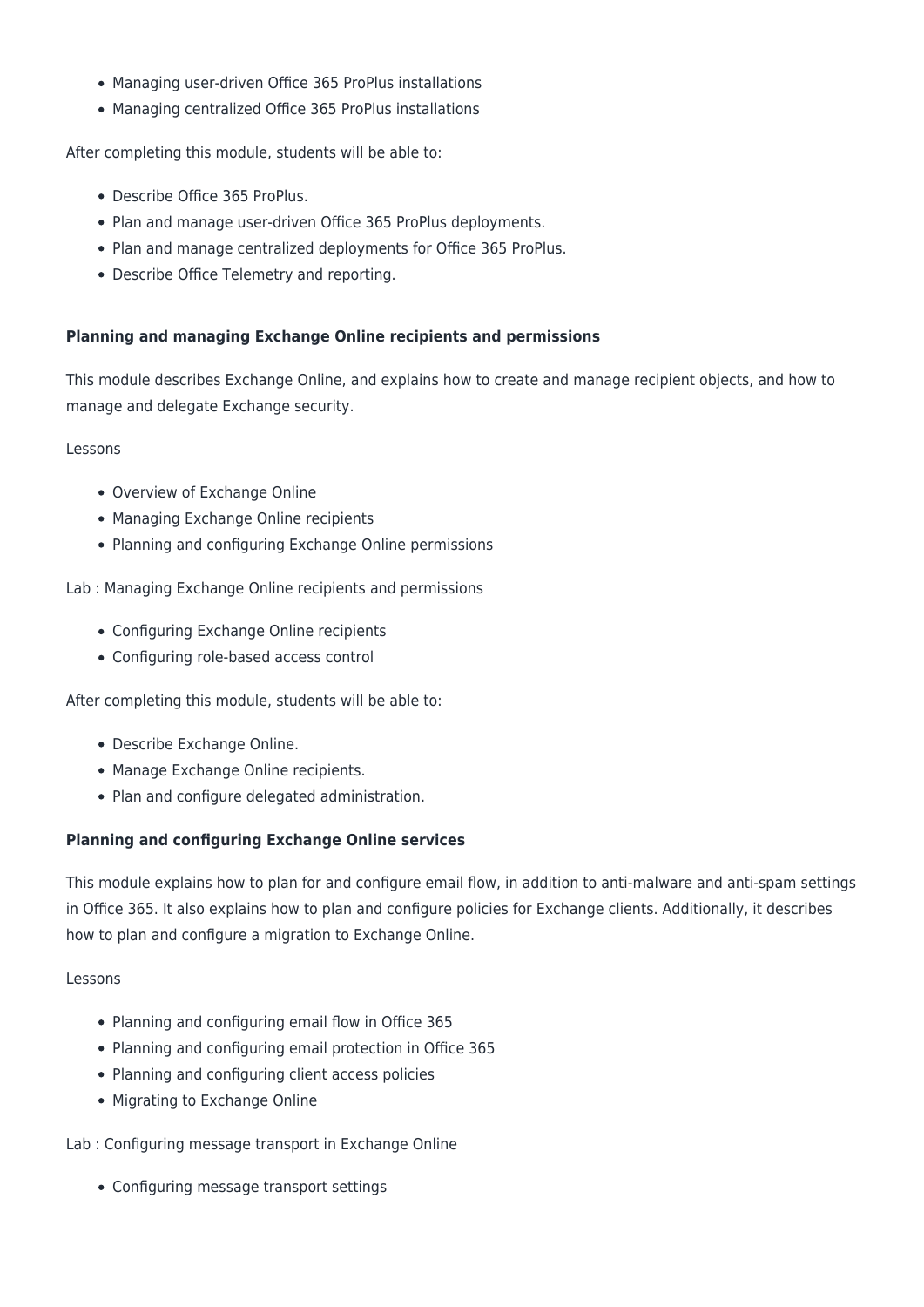- Managing user-driven Office 365 ProPlus installations
- Managing centralized Office 365 ProPlus installations

After completing this module, students will be able to:

- Describe Office 365 ProPlus.
- Plan and manage user-driven Office 365 ProPlus deployments.
- Plan and manage centralized deployments for Office 365 ProPlus.
- Describe Office Telemetry and reporting.

**Planning and managing Exchange Online recipients and permissions**

This module describes Exchange Online, and explains how to create and manage recipient objects, and how to manage and delegate Exchange security.

Lessons

- Overview of Exchange Online
- Managing Exchange Online recipients
- Planning and configuring Exchange Online permissions

Lab : Managing Exchange Online recipients and permissions

- Configuring Exchange Online recipients
- Configuring role-based access control

After completing this module, students will be able to:

- Describe Exchange Online.
- Manage Exchange Online recipients.
- Plan and configure delegated administration.

**Planning and configuring Exchange Online services**

This module explains how to plan for and configure email flow, in addition to anti-malware and anti-spam settings in Office 365. It also explains how to plan and configure policies for Exchange clients. Additionally, it describes how to plan and configure a migration to Exchange Online.

Lessons

- Planning and configuring email flow in Office 365
- Planning and configuring email protection in Office 365
- Planning and configuring client access policies
- Migrating to Exchange Online

Lab : Configuring message transport in Exchange Online

- Configuring message transport settings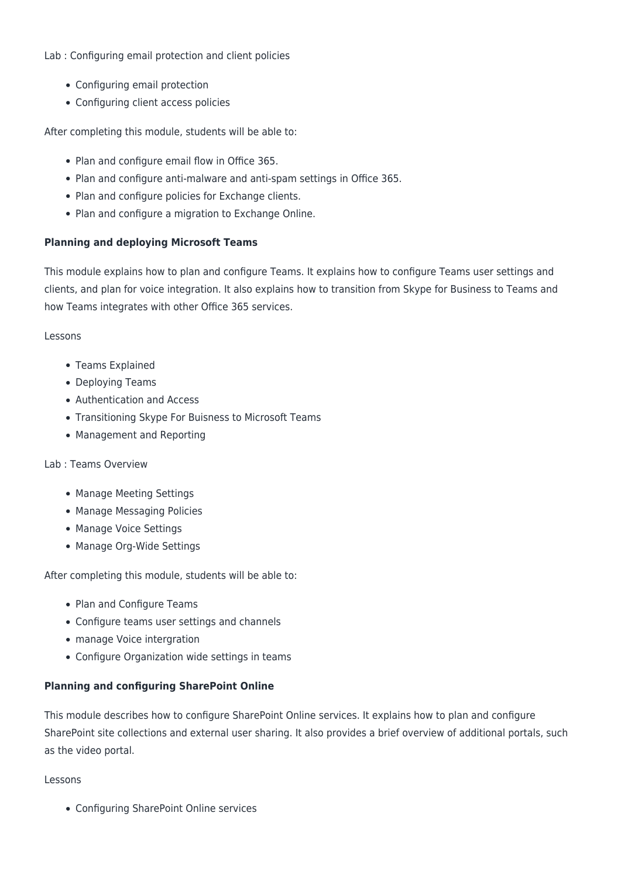Lab : Configuring email protection and client policies

- Configuring email protection
- Configuring client access policies

After completing this module, students will be able to:

- Plan and configure email flow in Office 365.
- Plan and configure anti-malware and anti-spam settings in Office 365.
- Plan and configure policies for Exchange clients.
- Plan and configure a migration to Exchange Online.

**Planning and deploying Microsoft Teams**

This module explains how to plan and configure Teams. It explains how to configure Teams user settings and clients, and plan for voice integration. It also explains how to transition from Skype for Business to Teams and how Teams integrates with other Office 365 services.

Lessons

- Teams Explained
- Deploying Teams
- Authentication and Access
- Transitioning Skype For Buisness to Microsoft Teams
- Management and Reporting

Lab : Teams Overview

- Manage Meeting Settings
- Manage Messaging Policies
- Manage Voice Settings
- Manage Org-Wide Settings

After completing this module, students will be able to:

- Plan and Configure Teams
- Configure teams user settings and channels
- manage Voice intergration
- Configure Organization wide settings in teams

**Planning and configuring SharePoint Online**

This module describes how to configure SharePoint Online services. It explains how to plan and configure SharePoint site collections and external user sharing. It also provides a brief overview of additional portals, such as the video portal.

Lessons

- Configuring SharePoint Online services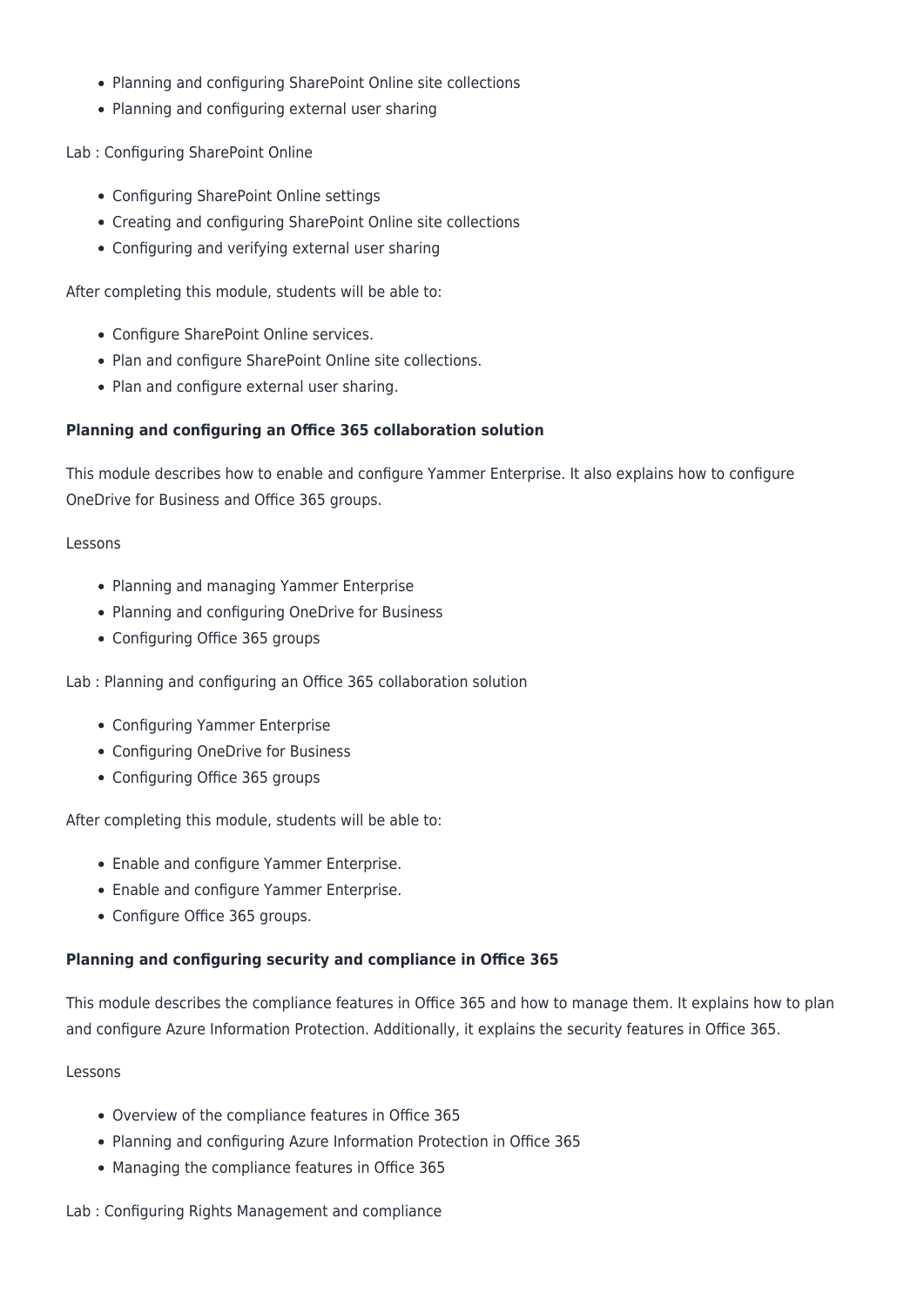- Planning and configuring SharePoint Online site collections
- Planning and configuring external user sharing

Lab : Configuring SharePoint Online

- Configuring SharePoint Online settings
- Creating and configuring SharePoint Online site collections
- Configuring and verifying external user sharing

After completing this module, students will be able to:

- Configure SharePoint Online services.
- Plan and configure SharePoint Online site collections.
- Plan and configure external user sharing.

**Planning and configuring an Office 365 collaboration solution**

This module describes how to enable and configure Yammer Enterprise. It also explains how to configure OneDrive for Business and Office 365 groups.

Lessons

- Planning and managing Yammer Enterprise
- Planning and configuring OneDrive for Business
- Configuring Office 365 groups

Lab : Planning and configuring an Office 365 collaboration solution

- Configuring Yammer Enterprise
- Configuring OneDrive for Business
- Configuring Office 365 groups

After completing this module, students will be able to:

- Enable and configure Yammer Enterprise.
- Enable and configure Yammer Enterprise.
- Configure Office 365 groups.

**Planning and configuring security and compliance in Office 365**

This module describes the compliance features in Office 365 and how to manage them. It explains how to plan and configure Azure Information Protection. Additionally, it explains the security features in Office 365.

Lessons

- Overview of the compliance features in Office 365
- Planning and configuring Azure Information Protection in Office 365
- Managing the compliance features in Office 365

Lab : Configuring Rights Management and compliance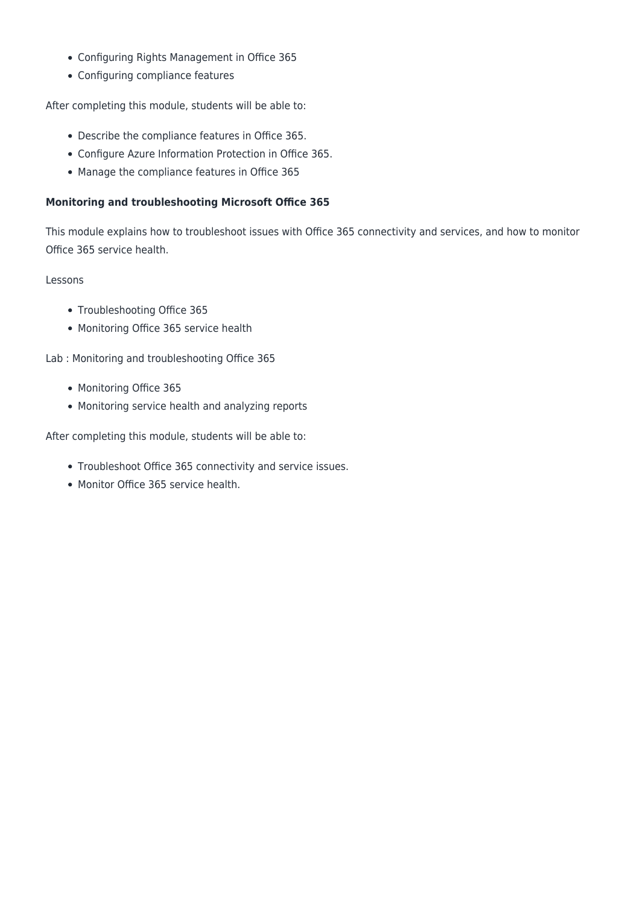- Configuring Rights Management in Office 365
- Configuring compliance features

After completing this module, students will be able to:

- Describe the compliance features in Office 365.
- Configure Azure Information Protection in Office 365.
- Manage the compliance features in Office 365

**Monitoring and troubleshooting Microsoft Office 365**

This module explains how to troubleshoot issues with Office 365 connectivity and services, and how to monitor Office 365 service health.

Lessons

- Troubleshooting Office 365
- Monitoring Office 365 service health

Lab : Monitoring and troubleshooting Office 365

- Monitoring Office 365
- Monitoring service health and analyzing reports

After completing this module, students will be able to:

- Troubleshoot Office 365 connectivity and service issues.
- Monitor Office 365 service health.